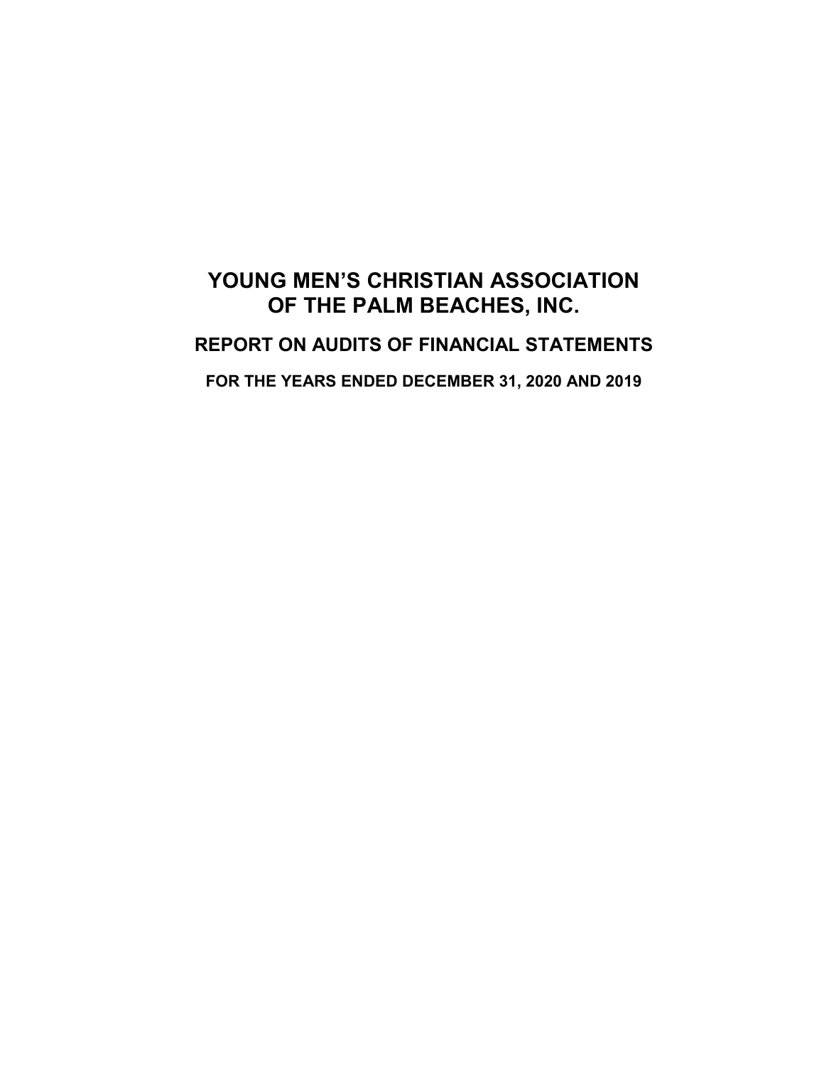# YOUNG MEN'S CHRISTIAN ASSOCIATION OF THE PALM BEACHES, INC.

## REPORT ON AUDITS OF FINANCIAL STATEMENTS

### FOR THE YEARS ENDED DECEMBER 31, 2020 AND 2019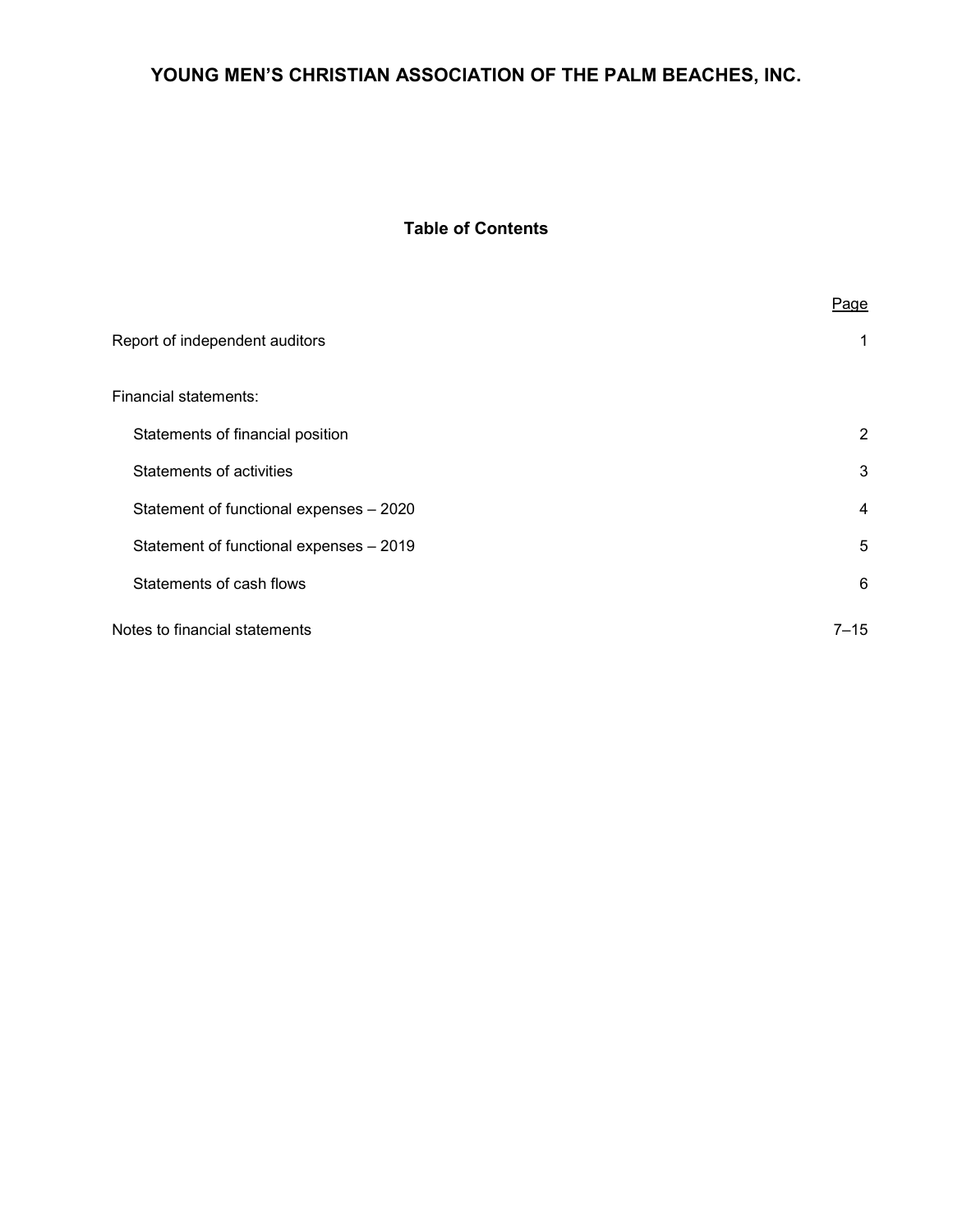# YOUNG MEN'S CHRISTIAN ASSOCIATION OF THE PALM BEACHES, INC.

## Table of Contents

| | Page |
|---|---|
| Report of independent auditors | 1 |
| Financial statements: | |
| Statements of financial position | 2 |
| Statements of activities | 3 |
| Statement of functional expenses – 2020 | 4 |
| Statement of functional expenses – 2019 | 5 |
| Statements of cash flows | 6 |
| Notes to financial statements | 7–15 |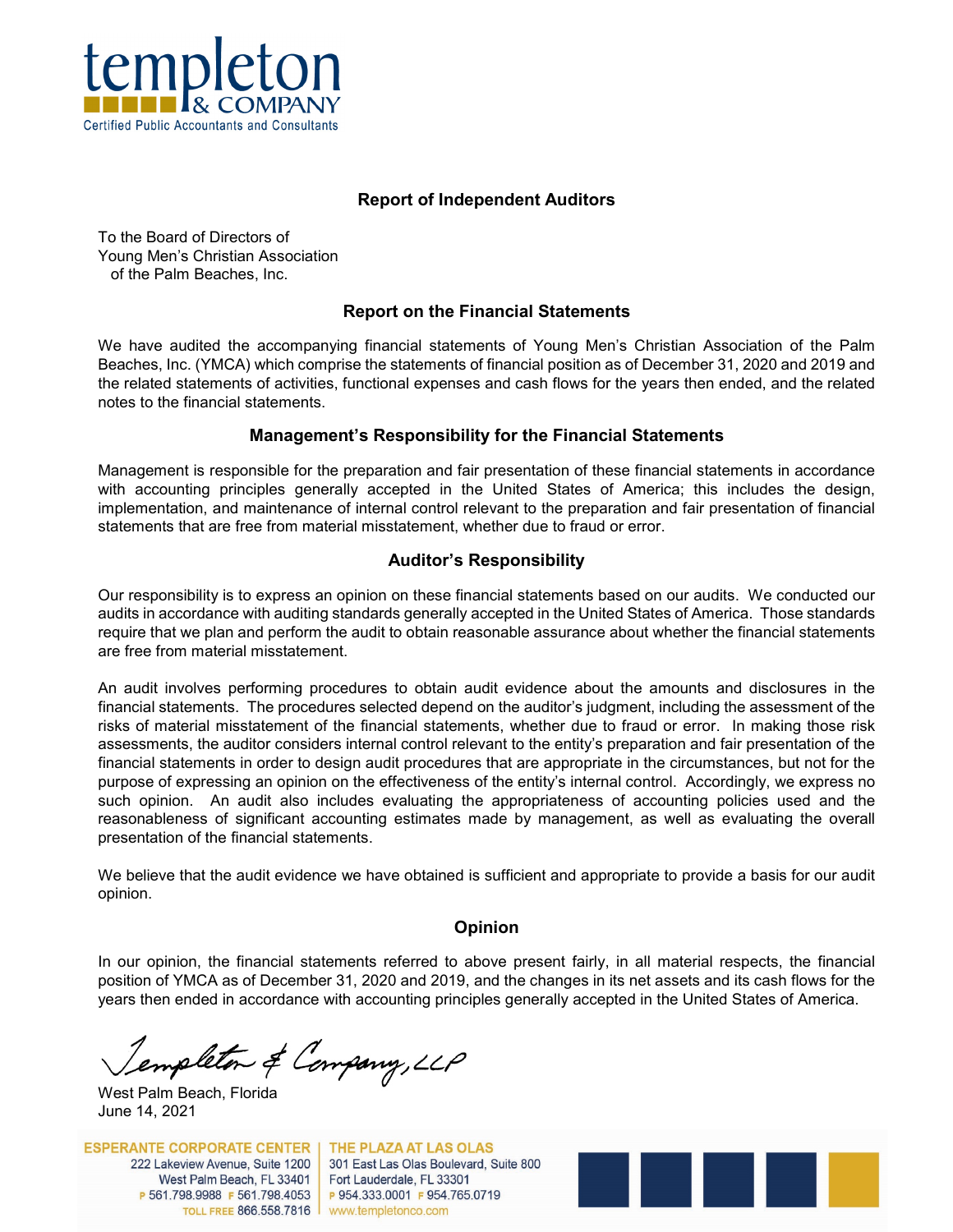templeton
& COMPANY
Certified Public Accountants and Consultants

## Report of Independent Auditors

To the Board of Directors of
Young Men's Christian Association
of the Palm Beaches, Inc.

### Report on the Financial Statements

We have audited the accompanying financial statements of Young Men's Christian Association of the Palm Beaches, Inc. (YMCA) which comprise the statements of financial position as of December 31, 2020 and 2019 and the related statements of activities, functional expenses and cash flows for the years then ended, and the related notes to the financial statements.

### Management's Responsibility for the Financial Statements

Management is responsible for the preparation and fair presentation of these financial statements in accordance with accounting principles generally accepted in the United States of America; this includes the design, implementation, and maintenance of internal control relevant to the preparation and fair presentation of financial statements that are free from material misstatement, whether due to fraud or error.

### Auditor's Responsibility

Our responsibility is to express an opinion on these financial statements based on our audits. We conducted our audits in accordance with auditing standards generally accepted in the United States of America. Those standards require that we plan and perform the audit to obtain reasonable assurance about whether the financial statements are free from material misstatement.

An audit involves performing procedures to obtain audit evidence about the amounts and disclosures in the financial statements. The procedures selected depend on the auditor's judgment, including the assessment of the risks of material misstatement of the financial statements, whether due to fraud or error. In making those risk assessments, the auditor considers internal control relevant to the entity's preparation and fair presentation of the financial statements in order to design audit procedures that are appropriate in the circumstances, but not for the purpose of expressing an opinion on the effectiveness of the entity's internal control. Accordingly, we express no such opinion. An audit also includes evaluating the appropriateness of accounting policies used and the reasonableness of significant accounting estimates made by management, as well as evaluating the overall presentation of the financial statements.

We believe that the audit evidence we have obtained is sufficient and appropriate to provide a basis for our audit opinion.

### Opinion

In our opinion, the financial statements referred to above present fairly, in all material respects, the financial position of YMCA as of December 31, 2020 and 2019, and the changes in its net assets and its cash flows for the years then ended in accordance with accounting principles generally accepted in the United States of America.

Templeton & Company, LLP

West Palm Beach, Florida
June 14, 2021

ESPERANTE CORPORATE CENTER
222 Lakeview Avenue, Suite 1200
West Palm Beach, FL 33401
P 561.798.9988 F 561.798.4053
TOLL FREE 866.558.7816

THE PLAZA AT LAS OLAS
301 East Las Olas Boulevard, Suite 800
Fort Lauderdale, FL 33301
P 954.333.0001 F 954.765.0719
www.templetonco.com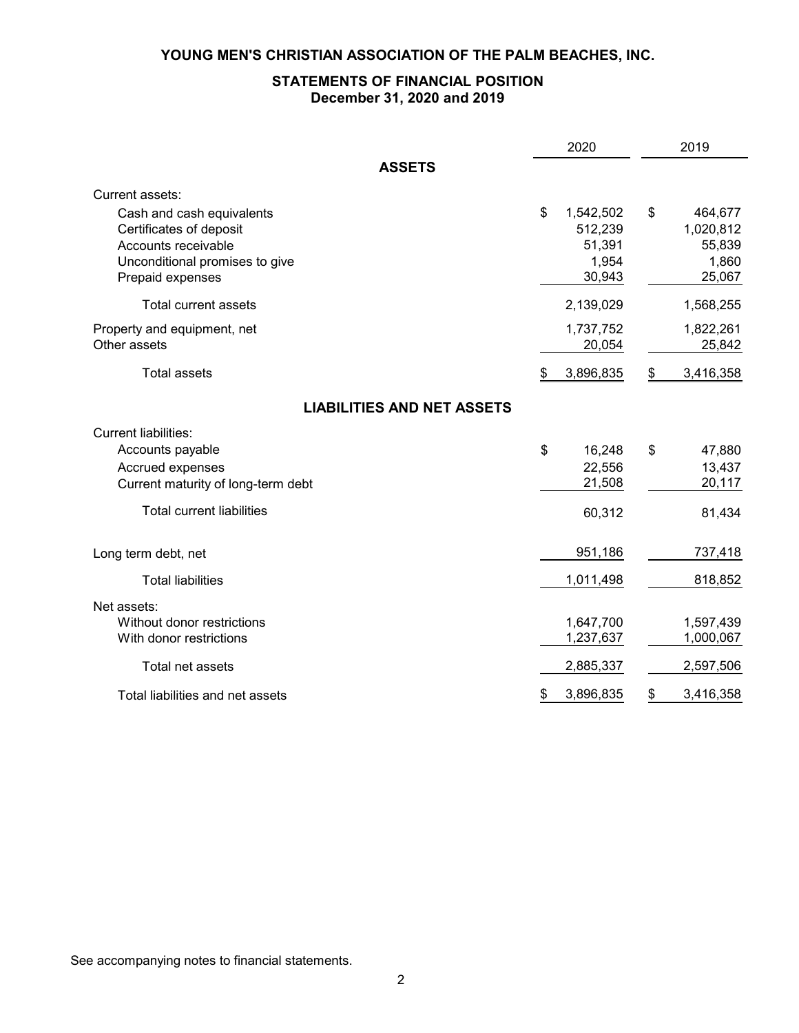# YOUNG MEN'S CHRISTIAN ASSOCIATION OF THE PALM BEACHES, INC.

## STATEMENTS OF FINANCIAL POSITION
### December 31, 2020 and 2019

| | 2020 | 2019 |
|---|---|---|
| **ASSETS** | | |
| Current assets: | | |
| Cash and cash equivalents | $ 1,542,502 | $ 464,677 |
| Certificates of deposit | 512,239 | 1,020,812 |
| Accounts receivable | 51,391 | 55,839 |
| Unconditional promises to give | 1,954 | 1,860 |
| Prepaid expenses | 30,943 | 25,067 |
| Total current assets | 2,139,029 | 1,568,255 |
| Property and equipment, net | 1,737,752 | 1,822,261 |
| Other assets | 20,054 | 25,842 |
| Total assets | $ 3,896,835 | $ 3,416,358 |
| **LIABILITIES AND NET ASSETS** | | |
| Current liabilities: | | |
| Accounts payable | $ 16,248 | $ 47,880 |
| Accrued expenses | 22,556 | 13,437 |
| Current maturity of long-term debt | 21,508 | 20,117 |
| Total current liabilities | 60,312 | 81,434 |
| Long term debt, net | 951,186 | 737,418 |
| Total liabilities | 1,011,498 | 818,852 |
| Net assets: | | |
| Without donor restrictions | 1,647,700 | 1,597,439 |
| With donor restrictions | 1,237,637 | 1,000,067 |
| Total net assets | 2,885,337 | 2,597,506 |
| Total liabilities and net assets | $ 3,896,835 | $ 3,416,358 |

See accompanying notes to financial statements.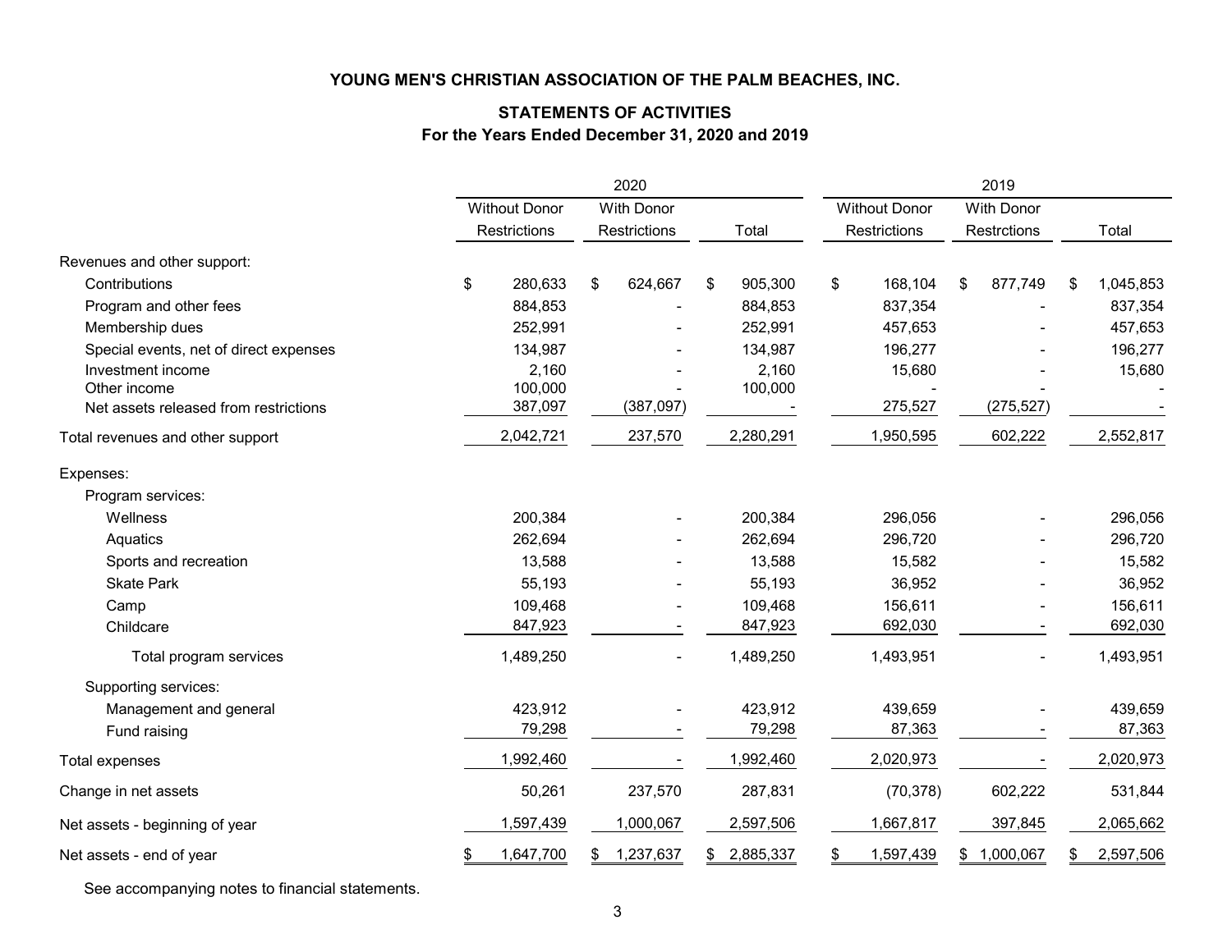**YOUNG MEN'S CHRISTIAN ASSOCIATION OF THE PALM BEACHES, INC.**

**STATEMENTS OF ACTIVITIES**
**For the Years Ended December 31, 2020 and 2019**

| | 2020 | | | 2019 | | |
|---|---|---|---|---|---|---|
| | Without Donor Restrictions | With Donor Restrictions | Total | Without Donor Restrictions | With Donor Restrctions | Total |
| Revenues and other support: | | | | | | |
| Contributions | $ 280,633 | $ 624,667 | $ 905,300 | $ 168,104 | $ 877,749 | $ 1,045,853 |
| Program and other fees | 884,853 | - | 884,853 | 837,354 | - | 837,354 |
| Membership dues | 252,991 | - | 252,991 | 457,653 | - | 457,653 |
| Special events, net of direct expenses | 134,987 | - | 134,987 | 196,277 | - | 196,277 |
| Investment income | 2,160 | - | 2,160 | 15,680 | - | 15,680 |
| Other income | 100,000 | - | 100,000 | - | - | - |
| Net assets released from restrictions | 387,097 | (387,097) | - | 275,527 | (275,527) | - |
| Total revenues and other support | 2,042,721 | 237,570 | 2,280,291 | 1,950,595 | 602,222 | 2,552,817 |
| Expenses: | | | | | | |
| Program services: | | | | | | |
| Wellness | 200,384 | - | 200,384 | 296,056 | - | 296,056 |
| Aquatics | 262,694 | - | 262,694 | 296,720 | - | 296,720 |
| Sports and recreation | 13,588 | - | 13,588 | 15,582 | - | 15,582 |
| Skate Park | 55,193 | - | 55,193 | 36,952 | - | 36,952 |
| Camp | 109,468 | - | 109,468 | 156,611 | - | 156,611 |
| Childcare | 847,923 | - | 847,923 | 692,030 | - | 692,030 |
| Total program services | 1,489,250 | - | 1,489,250 | 1,493,951 | - | 1,493,951 |
| Supporting services: | | | | | | |
| Management and general | 423,912 | - | 423,912 | 439,659 | - | 439,659 |
| Fund raising | 79,298 | - | 79,298 | 87,363 | - | 87,363 |
| Total expenses | 1,992,460 | - | 1,992,460 | 2,020,973 | - | 2,020,973 |
| Change in net assets | 50,261 | 237,570 | 287,831 | (70,378) | 602,222 | 531,844 |
| Net assets - beginning of year | 1,597,439 | 1,000,067 | 2,597,506 | 1,667,817 | 397,845 | 2,065,662 |
| Net assets - end of year | $ 1,647,700 | $ 1,237,637 | $ 2,885,337 | $ 1,597,439 | $ 1,000,067 | $ 2,597,506 |

See accompanying notes to financial statements.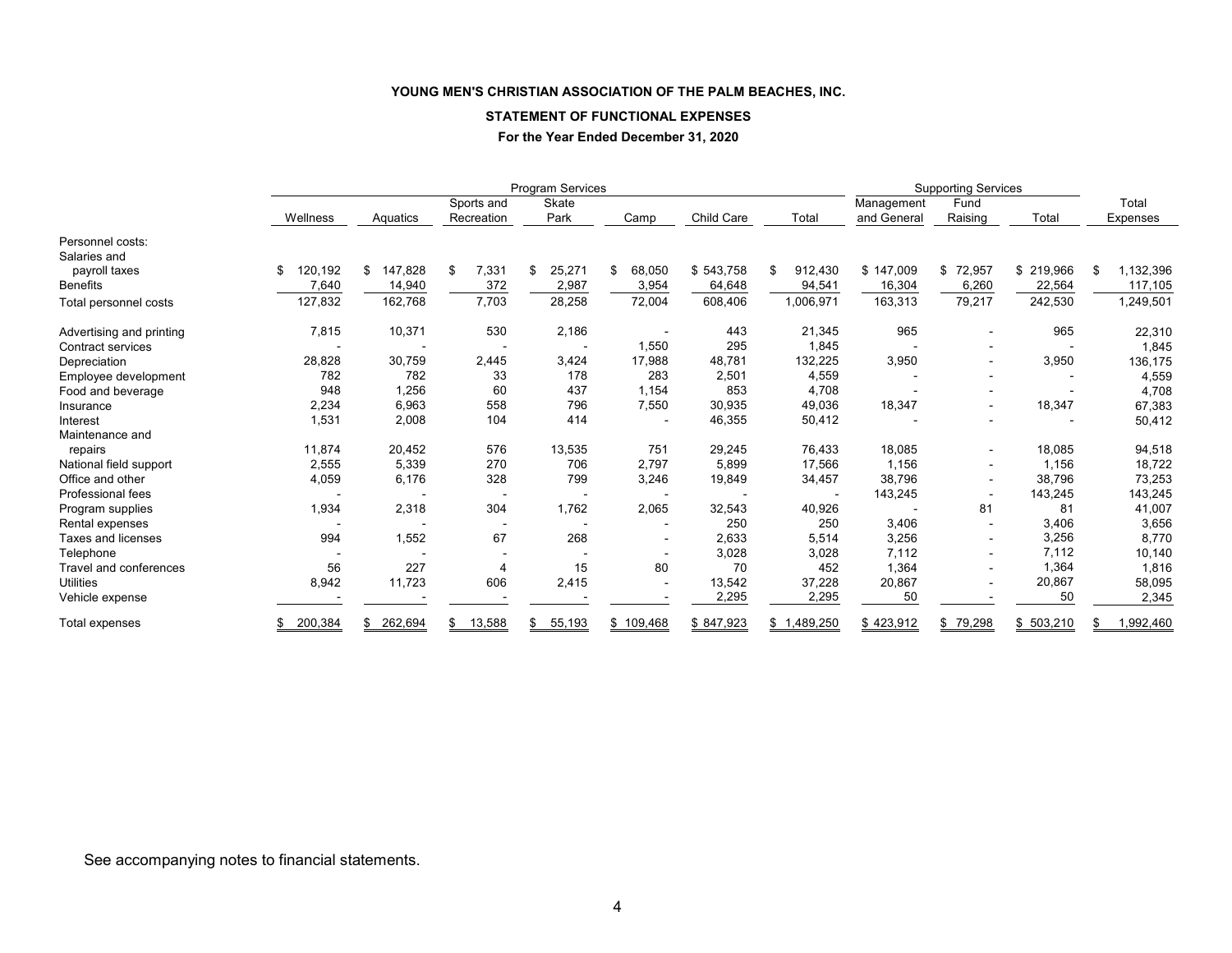**YOUNG MEN'S CHRISTIAN ASSOCIATION OF THE PALM BEACHES, INC.**

**STATEMENT OF FUNCTIONAL EXPENSES**

**For the Year Ended December 31, 2020**

| | Program Services | | | | | | | Supporting Services | | | |
|---|---|---|---|---|---|---|---|---|---|---|---|
| | Wellness | Aquatics | Sports and Recreation | Skate Park | Camp | Child Care | Total | Management and General | Fund Raising | Total | Total Expenses |
| Personnel costs: | | | | | | | | | | | |
| Salaries and payroll taxes | $ 120,192 | $ 147,828 | $ 7,331 | $ 25,271 | $ 68,050 | $ 543,758 | $ 912,430 | $ 147,009 | $ 72,957 | $ 219,966 | $ 1,132,396 |
| Benefits | 7,640 | 14,940 | 372 | 2,987 | 3,954 | 64,648 | 94,541 | 16,304 | 6,260 | 22,564 | 117,105 |
| Total personnel costs | 127,832 | 162,768 | 7,703 | 28,258 | 72,004 | 608,406 | 1,006,971 | 163,313 | 79,217 | 242,530 | 1,249,501 |
| Advertising and printing | 7,815 | 10,371 | 530 | 2,186 | - | 443 | 21,345 | 965 | - | 965 | 22,310 |
| Contract services | - | - | - | - | 1,550 | 295 | 1,845 | - | - | - | 1,845 |
| Depreciation | 28,828 | 30,759 | 2,445 | 3,424 | 17,988 | 48,781 | 132,225 | 3,950 | - | 3,950 | 136,175 |
| Employee development | 782 | 782 | 33 | 178 | 283 | 2,501 | 4,559 | - | - | - | 4,559 |
| Food and beverage | 948 | 1,256 | 60 | 437 | 1,154 | 853 | 4,708 | - | - | - | 4,708 |
| Insurance | 2,234 | 6,963 | 558 | 796 | 7,550 | 30,935 | 49,036 | 18,347 | - | 18,347 | 67,383 |
| Interest | 1,531 | 2,008 | 104 | 414 | - | 46,355 | 50,412 | - | - | - | 50,412 |
| Maintenance and repairs | 11,874 | 20,452 | 576 | 13,535 | 751 | 29,245 | 76,433 | 18,085 | - | 18,085 | 94,518 |
| National field support | 2,555 | 5,339 | 270 | 706 | 2,797 | 5,899 | 17,566 | 1,156 | - | 1,156 | 18,722 |
| Office and other | 4,059 | 6,176 | 328 | 799 | 3,246 | 19,849 | 34,457 | 38,796 | - | 38,796 | 73,253 |
| Professional fees | - | - | - | - | - | - | - | 143,245 | - | 143,245 | 143,245 |
| Program supplies | 1,934 | 2,318 | 304 | 1,762 | 2,065 | 32,543 | 40,926 | - | 81 | 81 | 41,007 |
| Rental expenses | - | - | - | - | - | 250 | 250 | 3,406 | - | 3,406 | 3,656 |
| Taxes and licenses | 994 | 1,552 | 67 | 268 | - | 2,633 | 5,514 | 3,256 | - | 3,256 | 8,770 |
| Telephone | - | - | - | - | - | 3,028 | 3,028 | 7,112 | - | 7,112 | 10,140 |
| Travel and conferences | 56 | 227 | 4 | 15 | 80 | 70 | 452 | 1,364 | - | 1,364 | 1,816 |
| Utilities | 8,942 | 11,723 | 606 | 2,415 | - | 13,542 | 37,228 | 20,867 | - | 20,867 | 58,095 |
| Vehicle expense | - | - | - | - | - | 2,295 | 2,295 | 50 | - | 50 | 2,345 |
| Total expenses | $ 200,384 | $ 262,694 | $ 13,588 | $ 55,193 | $ 109,468 | $ 847,923 | $ 1,489,250 | $ 423,912 | $ 79,298 | $ 503,210 | $ 1,992,460 |

See accompanying notes to financial statements.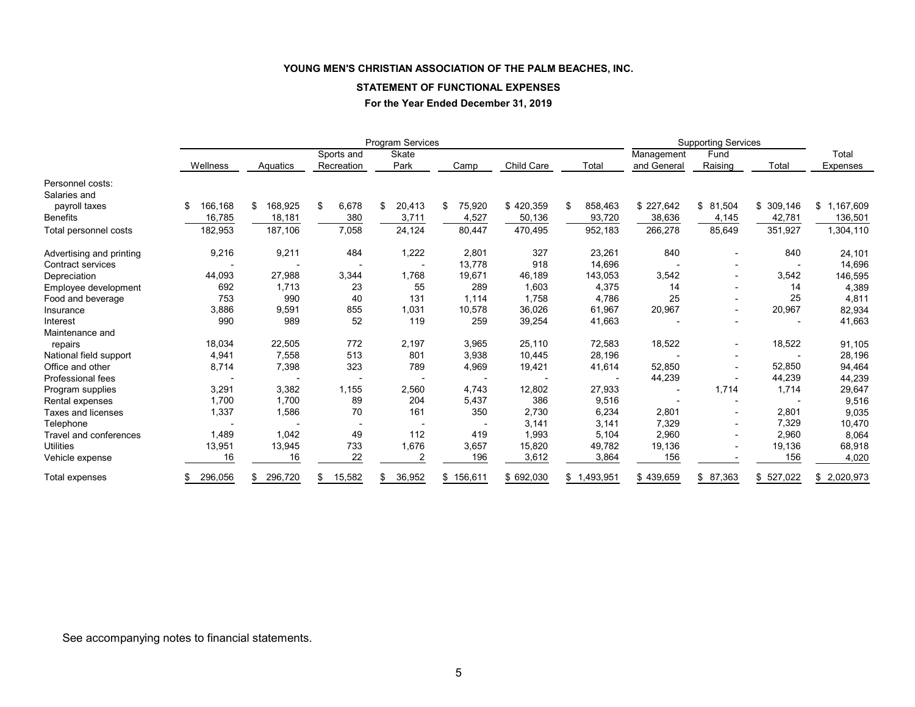**YOUNG MEN'S CHRISTIAN ASSOCIATION OF THE PALM BEACHES, INC.**

**STATEMENT OF FUNCTIONAL EXPENSES**

**For the Year Ended December 31, 2019**

| | Program Services | | | | | | | Supporting Services | | | |
|---|---|---|---|---|---|---|---|---|---|---|---|
| | Wellness | Aquatics | Sports and Recreation | Skate Park | Camp | Child Care | Total | Management and General | Fund Raising | Total | Total Expenses |
| Personnel costs: | | | | | | | | | | | |
| Salaries and payroll taxes | $ 166,168 | $ 168,925 | $ 6,678 | $ 20,413 | $ 75,920 | $ 420,359 | $ 858,463 | $ 227,642 | $ 81,504 | $ 309,146 | $ 1,167,609 |
| Benefits | 16,785 | 18,181 | 380 | 3,711 | 4,527 | 50,136 | 93,720 | 38,636 | 4,145 | 42,781 | 136,501 |
| Total personnel costs | 182,953 | 187,106 | 7,058 | 24,124 | 80,447 | 470,495 | 952,183 | 266,278 | 85,649 | 351,927 | 1,304,110 |
| Advertising and printing | 9,216 | 9,211 | 484 | 1,222 | 2,801 | 327 | 23,261 | 840 | - | 840 | 24,101 |
| Contract services | - | - | - | - | 13,778 | 918 | 14,696 | - | - | - | 14,696 |
| Depreciation | 44,093 | 27,988 | 3,344 | 1,768 | 19,671 | 46,189 | 143,053 | 3,542 | - | 3,542 | 146,595 |
| Employee development | 692 | 1,713 | 23 | 55 | 289 | 1,603 | 4,375 | 14 | - | 14 | 4,389 |
| Food and beverage | 753 | 990 | 40 | 131 | 1,114 | 1,758 | 4,786 | 25 | - | 25 | 4,811 |
| Insurance | 3,886 | 9,591 | 855 | 1,031 | 10,578 | 36,026 | 61,967 | 20,967 | - | 20,967 | 82,934 |
| Interest | 990 | 989 | 52 | 119 | 259 | 39,254 | 41,663 | - | - | - | 41,663 |
| Maintenance and repairs | 18,034 | 22,505 | 772 | 2,197 | 3,965 | 25,110 | 72,583 | 18,522 | - | 18,522 | 91,105 |
| National field support | 4,941 | 7,558 | 513 | 801 | 3,938 | 10,445 | 28,196 | - | - | - | 28,196 |
| Office and other | 8,714 | 7,398 | 323 | 789 | 4,969 | 19,421 | 41,614 | 52,850 | - | 52,850 | 94,464 |
| Professional fees | - | - | - | - | - | - | - | 44,239 | - | 44,239 | 44,239 |
| Program supplies | 3,291 | 3,382 | 1,155 | 2,560 | 4,743 | 12,802 | 27,933 | - | 1,714 | 1,714 | 29,647 |
| Rental expenses | 1,700 | 1,700 | 89 | 204 | 5,437 | 386 | 9,516 | - | - | - | 9,516 |
| Taxes and licenses | 1,337 | 1,586 | 70 | 161 | 350 | 2,730 | 6,234 | 2,801 | - | 2,801 | 9,035 |
| Telephone | - | - | - | - | - | 3,141 | 3,141 | 7,329 | - | 7,329 | 10,470 |
| Travel and conferences | 1,489 | 1,042 | 49 | 112 | 419 | 1,993 | 5,104 | 2,960 | - | 2,960 | 8,064 |
| Utilities | 13,951 | 13,945 | 733 | 1,676 | 3,657 | 15,820 | 49,782 | 19,136 | - | 19,136 | 68,918 |
| Vehicle expense | 16 | 16 | 22 | 2 | 196 | 3,612 | 3,864 | 156 | - | 156 | 4,020 |
| Total expenses | $ 296,056 | $ 296,720 | $ 15,582 | $ 36,952 | $ 156,611 | $ 692,030 | $ 1,493,951 | $ 439,659 | $ 87,363 | $ 527,022 | $ 2,020,973 |

See accompanying notes to financial statements.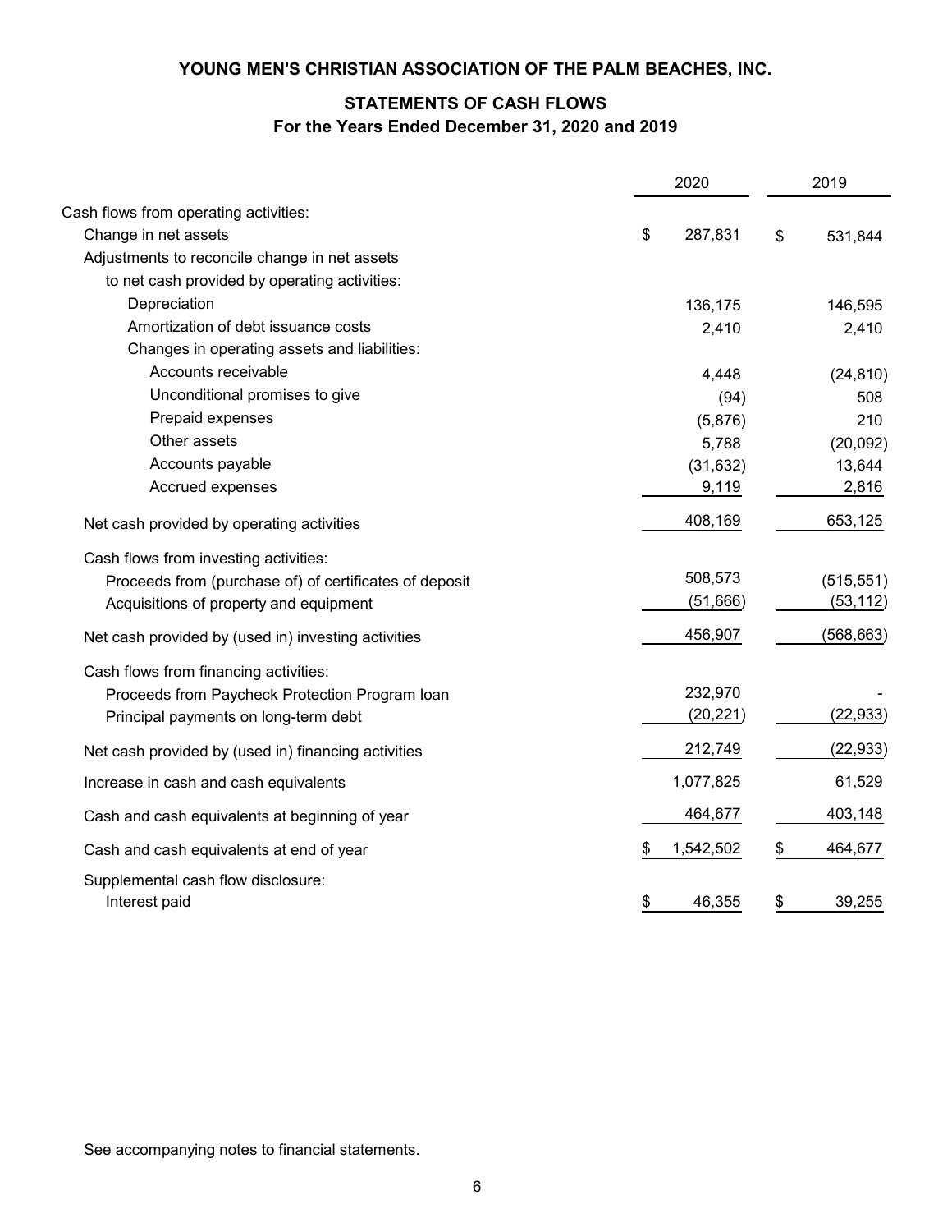# YOUNG MEN'S CHRISTIAN ASSOCIATION OF THE PALM BEACHES, INC.

## STATEMENTS OF CASH FLOWS
### For the Years Ended December 31, 2020 and 2019

| | 2020 | 2019 |
|---|---|---|
| Cash flows from operating activities: | | |
| Change in net assets | $ 287,831 | $ 531,844 |
| Adjustments to reconcile change in net assets to net cash provided by operating activities: | | |
| Depreciation | 136,175 | 146,595 |
| Amortization of debt issuance costs | 2,410 | 2,410 |
| Changes in operating assets and liabilities: | | |
| Accounts receivable | 4,448 | (24,810) |
| Unconditional promises to give | (94) | 508 |
| Prepaid expenses | (5,876) | 210 |
| Other assets | 5,788 | (20,092) |
| Accounts payable | (31,632) | 13,644 |
| Accrued expenses | 9,119 | 2,816 |
| Net cash provided by operating activities | 408,169 | 653,125 |
| Cash flows from investing activities: | | |
| Proceeds from (purchase of) of certificates of deposit | 508,573 | (515,551) |
| Acquisitions of property and equipment | (51,666) | (53,112) |
| Net cash provided by (used in) investing activities | 456,907 | (568,663) |
| Cash flows from financing activities: | | |
| Proceeds from Paycheck Protection Program loan | 232,970 | - |
| Principal payments on long-term debt | (20,221) | (22,933) |
| Net cash provided by (used in) financing activities | 212,749 | (22,933) |
| Increase in cash and cash equivalents | 1,077,825 | 61,529 |
| Cash and cash equivalents at beginning of year | 464,677 | 403,148 |
| Cash and cash equivalents at end of year | $ 1,542,502 | $ 464,677 |
| Supplemental cash flow disclosure: | | |
| Interest paid | $ 46,355 | $ 39,255 |

See accompanying notes to financial statements.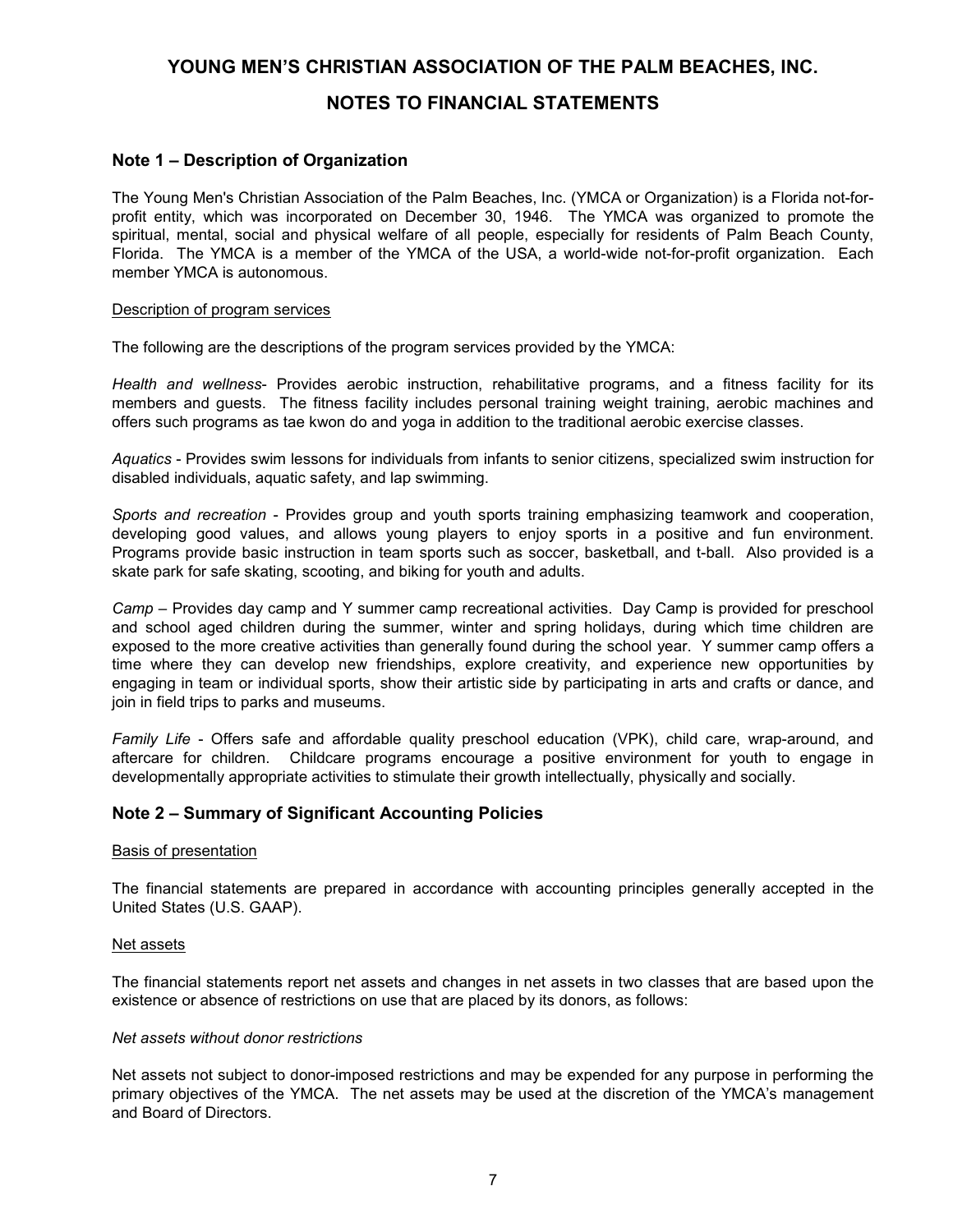# YOUNG MEN'S CHRISTIAN ASSOCIATION OF THE PALM BEACHES, INC.

## NOTES TO FINANCIAL STATEMENTS

### Note 1 – Description of Organization

The Young Men's Christian Association of the Palm Beaches, Inc. (YMCA or Organization) is a Florida not-for-profit entity, which was incorporated on December 30, 1946. The YMCA was organized to promote the spiritual, mental, social and physical welfare of all people, especially for residents of Palm Beach County, Florida. The YMCA is a member of the YMCA of the USA, a world-wide not-for-profit organization. Each member YMCA is autonomous.

Description of program services

The following are the descriptions of the program services provided by the YMCA:

*Health and wellness*- Provides aerobic instruction, rehabilitative programs, and a fitness facility for its members and guests. The fitness facility includes personal training weight training, aerobic machines and offers such programs as tae kwon do and yoga in addition to the traditional aerobic exercise classes.

*Aquatics* - Provides swim lessons for individuals from infants to senior citizens, specialized swim instruction for disabled individuals, aquatic safety, and lap swimming.

*Sports and recreation* - Provides group and youth sports training emphasizing teamwork and cooperation, developing good values, and allows young players to enjoy sports in a positive and fun environment. Programs provide basic instruction in team sports such as soccer, basketball, and t-ball. Also provided is a skate park for safe skating, scooting, and biking for youth and adults.

*Camp* – Provides day camp and Y summer camp recreational activities. Day Camp is provided for preschool and school aged children during the summer, winter and spring holidays, during which time children are exposed to the more creative activities than generally found during the school year. Y summer camp offers a time where they can develop new friendships, explore creativity, and experience new opportunities by engaging in team or individual sports, show their artistic side by participating in arts and crafts or dance, and join in field trips to parks and museums.

*Family Life* - Offers safe and affordable quality preschool education (VPK), child care, wrap-around, and aftercare for children. Childcare programs encourage a positive environment for youth to engage in developmentally appropriate activities to stimulate their growth intellectually, physically and socially.

### Note 2 – Summary of Significant Accounting Policies

Basis of presentation

The financial statements are prepared in accordance with accounting principles generally accepted in the United States (U.S. GAAP).

Net assets

The financial statements report net assets and changes in net assets in two classes that are based upon the existence or absence of restrictions on use that are placed by its donors, as follows:

*Net assets without donor restrictions*

Net assets not subject to donor-imposed restrictions and may be expended for any purpose in performing the primary objectives of the YMCA. The net assets may be used at the discretion of the YMCA's management and Board of Directors.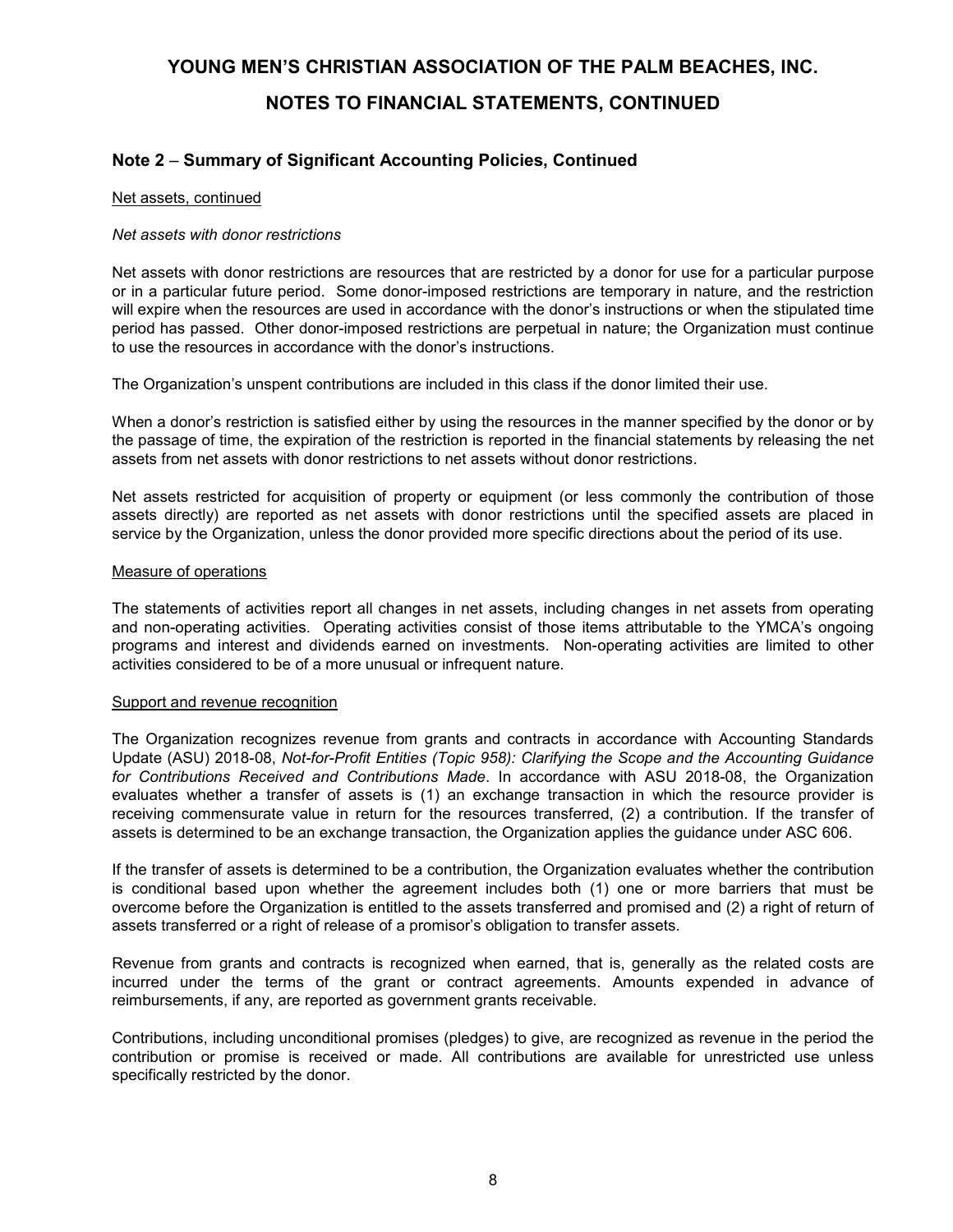# YOUNG MEN'S CHRISTIAN ASSOCIATION OF THE PALM BEACHES, INC.

## NOTES TO FINANCIAL STATEMENTS, CONTINUED

### Note 2 – Summary of Significant Accounting Policies, Continued

Net assets, continued

*Net assets with donor restrictions*

Net assets with donor restrictions are resources that are restricted by a donor for use for a particular purpose or in a particular future period. Some donor-imposed restrictions are temporary in nature, and the restriction will expire when the resources are used in accordance with the donor's instructions or when the stipulated time period has passed. Other donor-imposed restrictions are perpetual in nature; the Organization must continue to use the resources in accordance with the donor's instructions.

The Organization's unspent contributions are included in this class if the donor limited their use.

When a donor's restriction is satisfied either by using the resources in the manner specified by the donor or by the passage of time, the expiration of the restriction is reported in the financial statements by releasing the net assets from net assets with donor restrictions to net assets without donor restrictions.

Net assets restricted for acquisition of property or equipment (or less commonly the contribution of those assets directly) are reported as net assets with donor restrictions until the specified assets are placed in service by the Organization, unless the donor provided more specific directions about the period of its use.

Measure of operations

The statements of activities report all changes in net assets, including changes in net assets from operating and non-operating activities. Operating activities consist of those items attributable to the YMCA's ongoing programs and interest and dividends earned on investments. Non-operating activities are limited to other activities considered to be of a more unusual or infrequent nature.

Support and revenue recognition

The Organization recognizes revenue from grants and contracts in accordance with Accounting Standards Update (ASU) 2018-08, *Not-for-Profit Entities (Topic 958): Clarifying the Scope and the Accounting Guidance for Contributions Received and Contributions Made*. In accordance with ASU 2018-08, the Organization evaluates whether a transfer of assets is (1) an exchange transaction in which the resource provider is receiving commensurate value in return for the resources transferred, (2) a contribution. If the transfer of assets is determined to be an exchange transaction, the Organization applies the guidance under ASC 606.

If the transfer of assets is determined to be a contribution, the Organization evaluates whether the contribution is conditional based upon whether the agreement includes both (1) one or more barriers that must be overcome before the Organization is entitled to the assets transferred and promised and (2) a right of return of assets transferred or a right of release of a promisor's obligation to transfer assets.

Revenue from grants and contracts is recognized when earned, that is, generally as the related costs are incurred under the terms of the grant or contract agreements. Amounts expended in advance of reimbursements, if any, are reported as government grants receivable.

Contributions, including unconditional promises (pledges) to give, are recognized as revenue in the period the contribution or promise is received or made. All contributions are available for unrestricted use unless specifically restricted by the donor.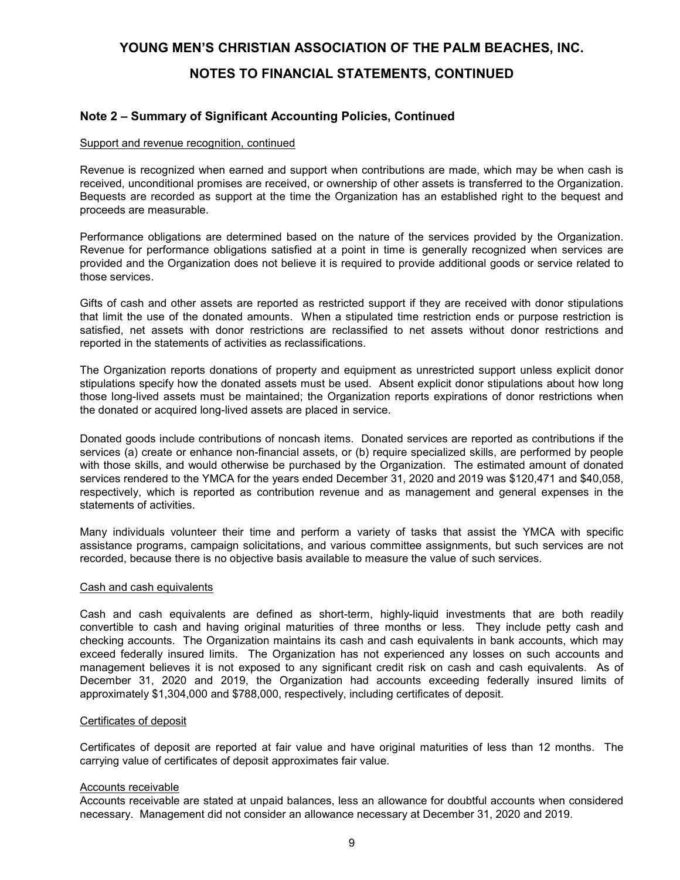# YOUNG MEN'S CHRISTIAN ASSOCIATION OF THE PALM BEACHES, INC.

## NOTES TO FINANCIAL STATEMENTS, CONTINUED

### Note 2 – Summary of Significant Accounting Policies, Continued

Support and revenue recognition, continued

Revenue is recognized when earned and support when contributions are made, which may be when cash is received, unconditional promises are received, or ownership of other assets is transferred to the Organization. Bequests are recorded as support at the time the Organization has an established right to the bequest and proceeds are measurable.

Performance obligations are determined based on the nature of the services provided by the Organization. Revenue for performance obligations satisfied at a point in time is generally recognized when services are provided and the Organization does not believe it is required to provide additional goods or service related to those services.

Gifts of cash and other assets are reported as restricted support if they are received with donor stipulations that limit the use of the donated amounts. When a stipulated time restriction ends or purpose restriction is satisfied, net assets with donor restrictions are reclassified to net assets without donor restrictions and reported in the statements of activities as reclassifications.

The Organization reports donations of property and equipment as unrestricted support unless explicit donor stipulations specify how the donated assets must be used. Absent explicit donor stipulations about how long those long-lived assets must be maintained; the Organization reports expirations of donor restrictions when the donated or acquired long-lived assets are placed in service.

Donated goods include contributions of noncash items. Donated services are reported as contributions if the services (a) create or enhance non-financial assets, or (b) require specialized skills, are performed by people with those skills, and would otherwise be purchased by the Organization. The estimated amount of donated services rendered to the YMCA for the years ended December 31, 2020 and 2019 was $120,471 and $40,058, respectively, which is reported as contribution revenue and as management and general expenses in the statements of activities.

Many individuals volunteer their time and perform a variety of tasks that assist the YMCA with specific assistance programs, campaign solicitations, and various committee assignments, but such services are not recorded, because there is no objective basis available to measure the value of such services.

Cash and cash equivalents

Cash and cash equivalents are defined as short-term, highly-liquid investments that are both readily convertible to cash and having original maturities of three months or less. They include petty cash and checking accounts. The Organization maintains its cash and cash equivalents in bank accounts, which may exceed federally insured limits. The Organization has not experienced any losses on such accounts and management believes it is not exposed to any significant credit risk on cash and cash equivalents. As of December 31, 2020 and 2019, the Organization had accounts exceeding federally insured limits of approximately $1,304,000 and $788,000, respectively, including certificates of deposit.

Certificates of deposit

Certificates of deposit are reported at fair value and have original maturities of less than 12 months. The carrying value of certificates of deposit approximates fair value.

Accounts receivable

Accounts receivable are stated at unpaid balances, less an allowance for doubtful accounts when considered necessary. Management did not consider an allowance necessary at December 31, 2020 and 2019.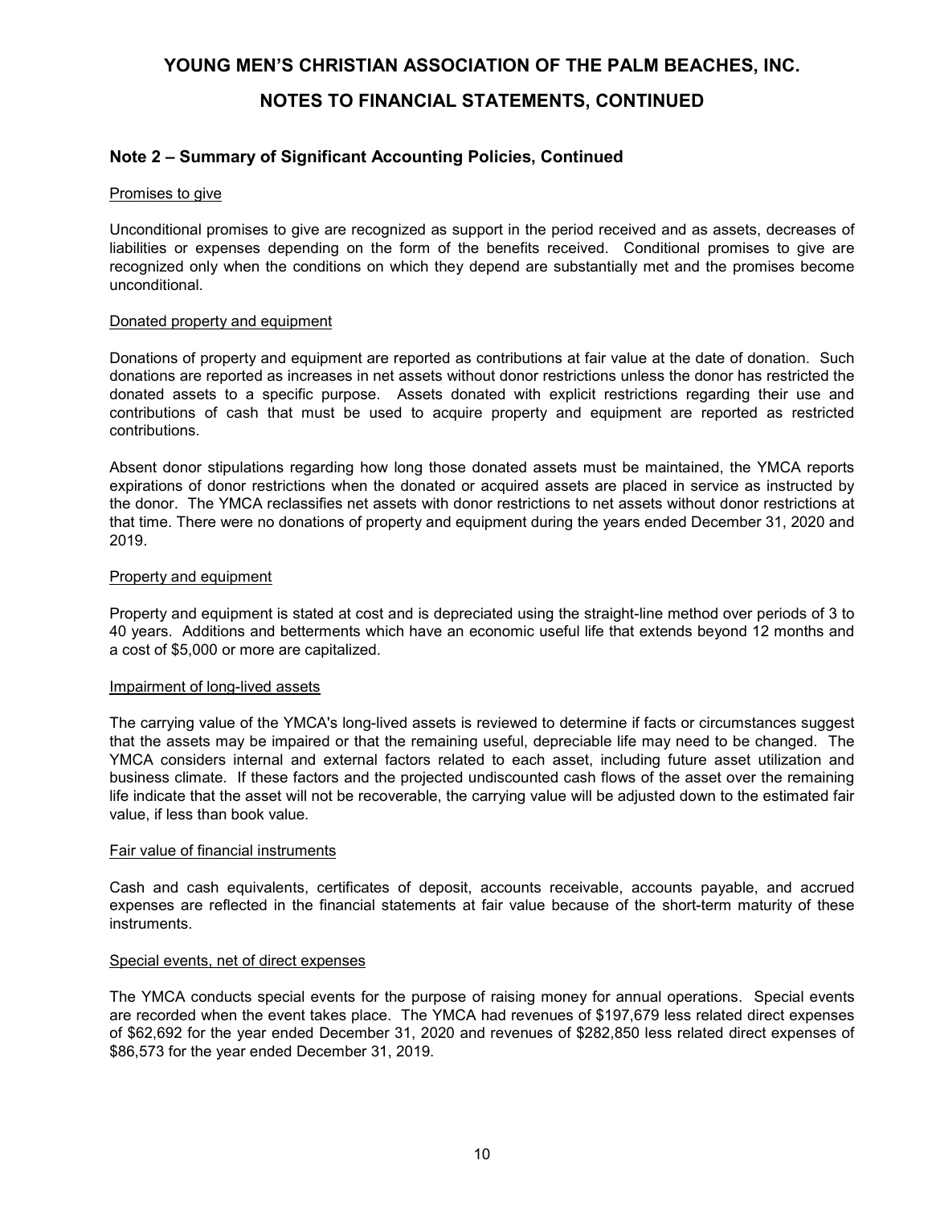# YOUNG MEN'S CHRISTIAN ASSOCIATION OF THE PALM BEACHES, INC.

## NOTES TO FINANCIAL STATEMENTS, CONTINUED

### Note 2 – Summary of Significant Accounting Policies, Continued

Promises to give

Unconditional promises to give are recognized as support in the period received and as assets, decreases of liabilities or expenses depending on the form of the benefits received. Conditional promises to give are recognized only when the conditions on which they depend are substantially met and the promises become unconditional.

Donated property and equipment

Donations of property and equipment are reported as contributions at fair value at the date of donation. Such donations are reported as increases in net assets without donor restrictions unless the donor has restricted the donated assets to a specific purpose. Assets donated with explicit restrictions regarding their use and contributions of cash that must be used to acquire property and equipment are reported as restricted contributions.

Absent donor stipulations regarding how long those donated assets must be maintained, the YMCA reports expirations of donor restrictions when the donated or acquired assets are placed in service as instructed by the donor. The YMCA reclassifies net assets with donor restrictions to net assets without donor restrictions at that time. There were no donations of property and equipment during the years ended December 31, 2020 and 2019.

Property and equipment

Property and equipment is stated at cost and is depreciated using the straight-line method over periods of 3 to 40 years. Additions and betterments which have an economic useful life that extends beyond 12 months and a cost of $5,000 or more are capitalized.

Impairment of long-lived assets

The carrying value of the YMCA's long-lived assets is reviewed to determine if facts or circumstances suggest that the assets may be impaired or that the remaining useful, depreciable life may need to be changed. The YMCA considers internal and external factors related to each asset, including future asset utilization and business climate. If these factors and the projected undiscounted cash flows of the asset over the remaining life indicate that the asset will not be recoverable, the carrying value will be adjusted down to the estimated fair value, if less than book value.

Fair value of financial instruments

Cash and cash equivalents, certificates of deposit, accounts receivable, accounts payable, and accrued expenses are reflected in the financial statements at fair value because of the short-term maturity of these instruments.

Special events, net of direct expenses

The YMCA conducts special events for the purpose of raising money for annual operations. Special events are recorded when the event takes place. The YMCA had revenues of $197,679 less related direct expenses of $62,692 for the year ended December 31, 2020 and revenues of $282,850 less related direct expenses of $86,573 for the year ended December 31, 2019.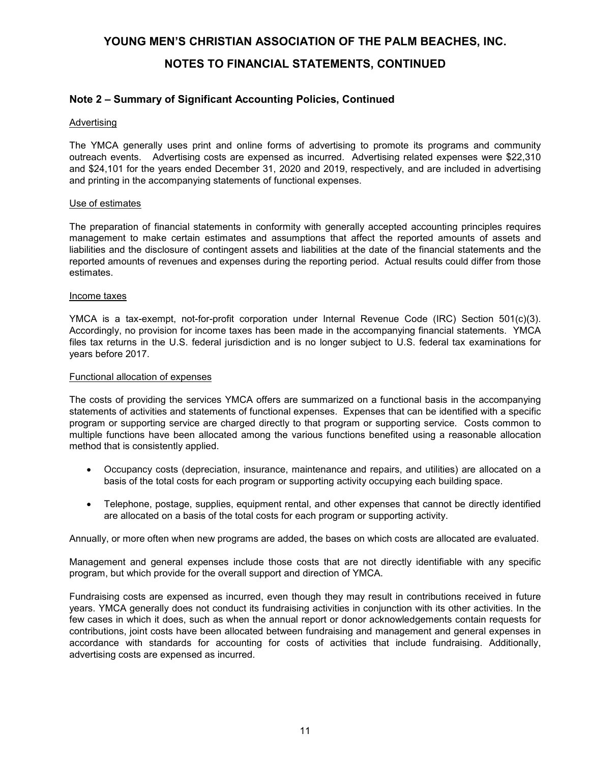# YOUNG MEN'S CHRISTIAN ASSOCIATION OF THE PALM BEACHES, INC.

## NOTES TO FINANCIAL STATEMENTS, CONTINUED

### Note 2 – Summary of Significant Accounting Policies, Continued

Advertising

The YMCA generally uses print and online forms of advertising to promote its programs and community outreach events. Advertising costs are expensed as incurred. Advertising related expenses were $22,310 and $24,101 for the years ended December 31, 2020 and 2019, respectively, and are included in advertising and printing in the accompanying statements of functional expenses.

Use of estimates

The preparation of financial statements in conformity with generally accepted accounting principles requires management to make certain estimates and assumptions that affect the reported amounts of assets and liabilities and the disclosure of contingent assets and liabilities at the date of the financial statements and the reported amounts of revenues and expenses during the reporting period. Actual results could differ from those estimates.

Income taxes

YMCA is a tax-exempt, not-for-profit corporation under Internal Revenue Code (IRC) Section 501(c)(3). Accordingly, no provision for income taxes has been made in the accompanying financial statements. YMCA files tax returns in the U.S. federal jurisdiction and is no longer subject to U.S. federal tax examinations for years before 2017.

Functional allocation of expenses

The costs of providing the services YMCA offers are summarized on a functional basis in the accompanying statements of activities and statements of functional expenses. Expenses that can be identified with a specific program or supporting service are charged directly to that program or supporting service. Costs common to multiple functions have been allocated among the various functions benefited using a reasonable allocation method that is consistently applied.

- Occupancy costs (depreciation, insurance, maintenance and repairs, and utilities) are allocated on a basis of the total costs for each program or supporting activity occupying each building space.
- Telephone, postage, supplies, equipment rental, and other expenses that cannot be directly identified are allocated on a basis of the total costs for each program or supporting activity.

Annually, or more often when new programs are added, the bases on which costs are allocated are evaluated.

Management and general expenses include those costs that are not directly identifiable with any specific program, but which provide for the overall support and direction of YMCA.

Fundraising costs are expensed as incurred, even though they may result in contributions received in future years. YMCA generally does not conduct its fundraising activities in conjunction with its other activities. In the few cases in which it does, such as when the annual report or donor acknowledgements contain requests for contributions, joint costs have been allocated between fundraising and management and general expenses in accordance with standards for accounting for costs of activities that include fundraising. Additionally, advertising costs are expensed as incurred.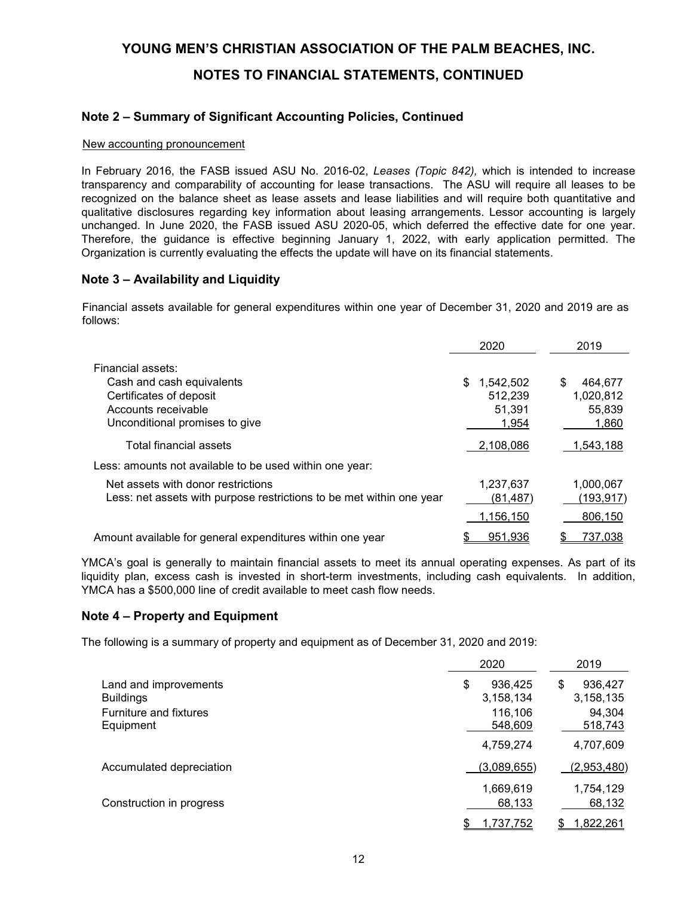# YOUNG MEN'S CHRISTIAN ASSOCIATION OF THE PALM BEACHES, INC.

## NOTES TO FINANCIAL STATEMENTS, CONTINUED

### Note 2 – Summary of Significant Accounting Policies, Continued

New accounting pronouncement

In February 2016, the FASB issued ASU No. 2016-02, *Leases (Topic 842),* which is intended to increase transparency and comparability of accounting for lease transactions. The ASU will require all leases to be recognized on the balance sheet as lease assets and lease liabilities and will require both quantitative and qualitative disclosures regarding key information about leasing arrangements. Lessor accounting is largely unchanged. In June 2020, the FASB issued ASU 2020-05, which deferred the effective date for one year. Therefore, the guidance is effective beginning January 1, 2022, with early application permitted. The Organization is currently evaluating the effects the update will have on its financial statements.

### Note 3 – Availability and Liquidity

Financial assets available for general expenditures within one year of December 31, 2020 and 2019 are as follows:

| | 2020 | 2019 |
|---|---|---|
| Financial assets: | | |
| Cash and cash equivalents | $ 1,542,502 | $ 464,677 |
| Certificates of deposit | 512,239 | 1,020,812 |
| Accounts receivable | 51,391 | 55,839 |
| Unconditional promises to give | 1,954 | 1,860 |
| Total financial assets | 2,108,086 | 1,543,188 |
| Less: amounts not available to be used within one year: | | |
| Net assets with donor restrictions | 1,237,637 | 1,000,067 |
| Less: net assets with purpose restrictions to be met within one year | (81,487) | (193,917) |
| | 1,156,150 | 806,150 |
| Amount available for general expenditures within one year | $ 951,936 | $ 737,038 |

YMCA's goal is generally to maintain financial assets to meet its annual operating expenses. As part of its liquidity plan, excess cash is invested in short-term investments, including cash equivalents. In addition, YMCA has a $500,000 line of credit available to meet cash flow needs.

### Note 4 – Property and Equipment

The following is a summary of property and equipment as of December 31, 2020 and 2019:

| | 2020 | 2019 |
|---|---|---|
| Land and improvements | $ 936,425 | $ 936,427 |
| Buildings | 3,158,134 | 3,158,135 |
| Furniture and fixtures | 116,106 | 94,304 |
| Equipment | 548,609 | 518,743 |
| | 4,759,274 | 4,707,609 |
| Accumulated depreciation | (3,089,655) | (2,953,480) |
| | 1,669,619 | 1,754,129 |
| Construction in progress | 68,133 | 68,132 |
| | $ 1,737,752 | $ 1,822,261 |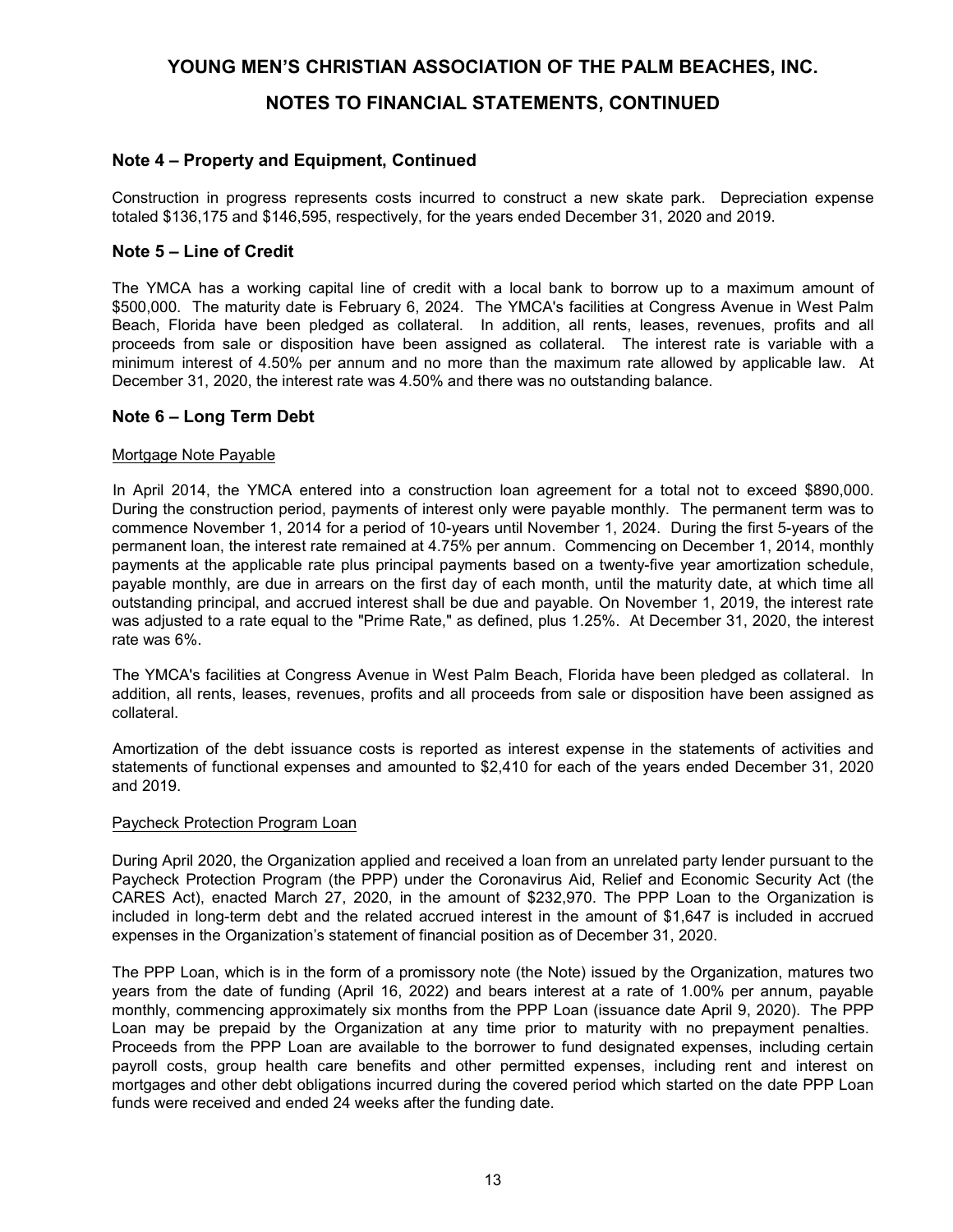# YOUNG MEN'S CHRISTIAN ASSOCIATION OF THE PALM BEACHES, INC.

## NOTES TO FINANCIAL STATEMENTS, CONTINUED

### Note 4 – Property and Equipment, Continued

Construction in progress represents costs incurred to construct a new skate park. Depreciation expense totaled $136,175 and $146,595, respectively, for the years ended December 31, 2020 and 2019.

### Note 5 – Line of Credit

The YMCA has a working capital line of credit with a local bank to borrow up to a maximum amount of $500,000. The maturity date is February 6, 2024. The YMCA's facilities at Congress Avenue in West Palm Beach, Florida have been pledged as collateral. In addition, all rents, leases, revenues, profits and all proceeds from sale or disposition have been assigned as collateral. The interest rate is variable with a minimum interest of 4.50% per annum and no more than the maximum rate allowed by applicable law. At December 31, 2020, the interest rate was 4.50% and there was no outstanding balance.

### Note 6 – Long Term Debt

Mortgage Note Payable

In April 2014, the YMCA entered into a construction loan agreement for a total not to exceed $890,000. During the construction period, payments of interest only were payable monthly. The permanent term was to commence November 1, 2014 for a period of 10-years until November 1, 2024. During the first 5-years of the permanent loan, the interest rate remained at 4.75% per annum. Commencing on December 1, 2014, monthly payments at the applicable rate plus principal payments based on a twenty-five year amortization schedule, payable monthly, are due in arrears on the first day of each month, until the maturity date, at which time all outstanding principal, and accrued interest shall be due and payable. On November 1, 2019, the interest rate was adjusted to a rate equal to the "Prime Rate," as defined, plus 1.25%. At December 31, 2020, the interest rate was 6%.

The YMCA's facilities at Congress Avenue in West Palm Beach, Florida have been pledged as collateral. In addition, all rents, leases, revenues, profits and all proceeds from sale or disposition have been assigned as collateral.

Amortization of the debt issuance costs is reported as interest expense in the statements of activities and statements of functional expenses and amounted to $2,410 for each of the years ended December 31, 2020 and 2019.

Paycheck Protection Program Loan

During April 2020, the Organization applied and received a loan from an unrelated party lender pursuant to the Paycheck Protection Program (the PPP) under the Coronavirus Aid, Relief and Economic Security Act (the CARES Act), enacted March 27, 2020, in the amount of $232,970. The PPP Loan to the Organization is included in long-term debt and the related accrued interest in the amount of $1,647 is included in accrued expenses in the Organization's statement of financial position as of December 31, 2020.

The PPP Loan, which is in the form of a promissory note (the Note) issued by the Organization, matures two years from the date of funding (April 16, 2022) and bears interest at a rate of 1.00% per annum, payable monthly, commencing approximately six months from the PPP Loan (issuance date April 9, 2020). The PPP Loan may be prepaid by the Organization at any time prior to maturity with no prepayment penalties. Proceeds from the PPP Loan are available to the borrower to fund designated expenses, including certain payroll costs, group health care benefits and other permitted expenses, including rent and interest on mortgages and other debt obligations incurred during the covered period which started on the date PPP Loan funds were received and ended 24 weeks after the funding date.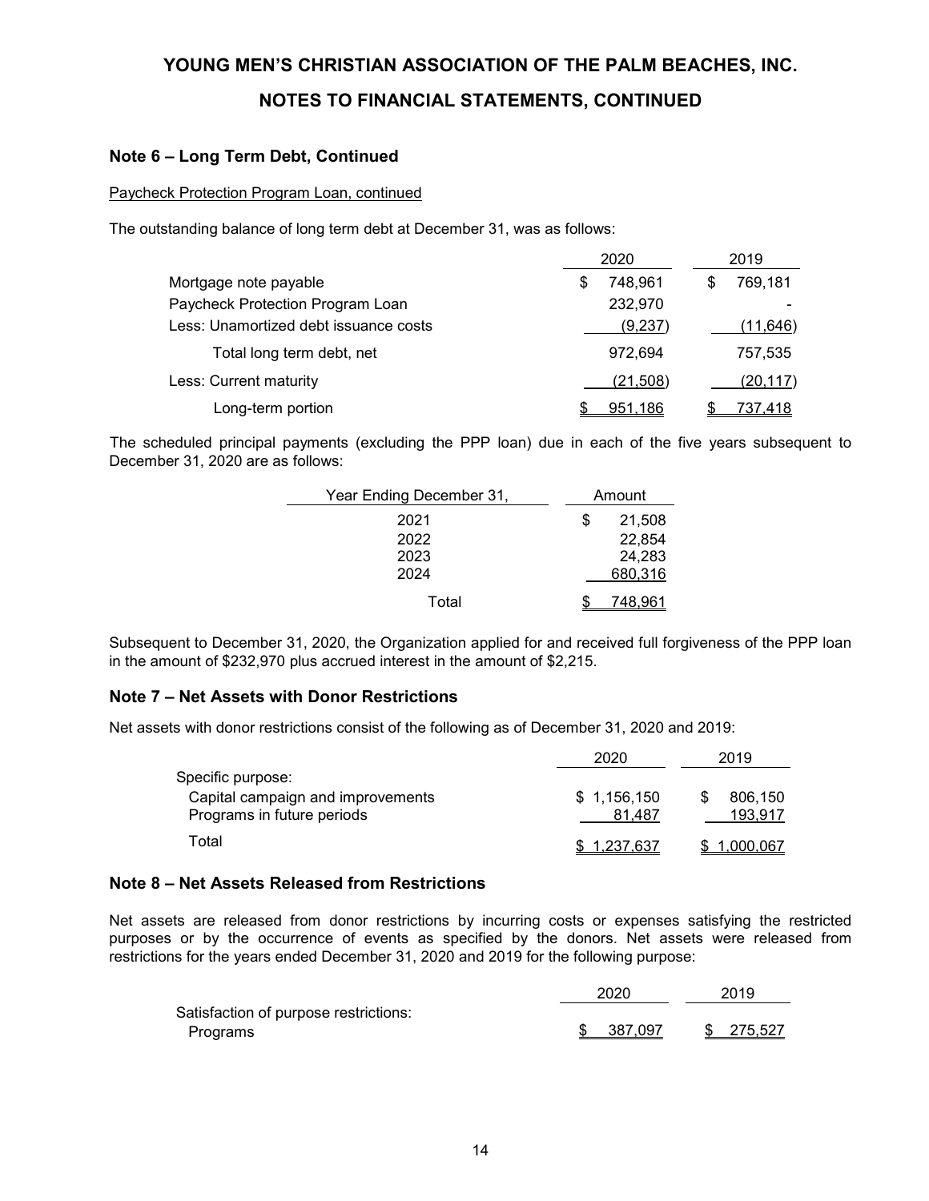## Note 6 – Long Term Debt, Continued

Paycheck Protection Program Loan, continued

The outstanding balance of long term debt at December 31, was as follows:

| | 2020 | 2019 |
|---|---|---|
| Mortgage note payable | $ 748,961 | $ 769,181 |
| Paycheck Protection Program Loan | 232,970 | - |
| Less: Unamortized debt issuance costs | (9,237) | (11,646) |
| Total long term debt, net | 972,694 | 757,535 |
| Less: Current maturity | (21,508) | (20,117) |
| Long-term portion | $ 951,186 | $ 737,418 |

The scheduled principal payments (excluding the PPP loan) due in each of the five years subsequent to December 31, 2020 are as follows:

| Year Ending December 31, | Amount |
|---|---|
| 2021 | $ 21,508 |
| 2022 | 22,854 |
| 2023 | 24,283 |
| 2024 | 680,316 |
| Total | $ 748,961 |

Subsequent to December 31, 2020, the Organization applied for and received full forgiveness of the PPP loan in the amount of $232,970 plus accrued interest in the amount of $2,215.

## Note 7 – Net Assets with Donor Restrictions

Net assets with donor restrictions consist of the following as of December 31, 2020 and 2019:

| | 2020 | 2019 |
|---|---|---|
| Specific purpose: | | |
| Capital campaign and improvements | $ 1,156,150 | $ 806,150 |
| Programs in future periods | 81,487 | 193,917 |
| Total | $ 1,237,637 | $ 1,000,067 |

## Note 8 – Net Assets Released from Restrictions

Net assets are released from donor restrictions by incurring costs or expenses satisfying the restricted purposes or by the occurrence of events as specified by the donors. Net assets were released from restrictions for the years ended December 31, 2020 and 2019 for the following purpose:

| | 2020 | 2019 |
|---|---|---|
| Satisfaction of purpose restrictions: | | |
| Programs | $ 387,097 | $ 275,527 |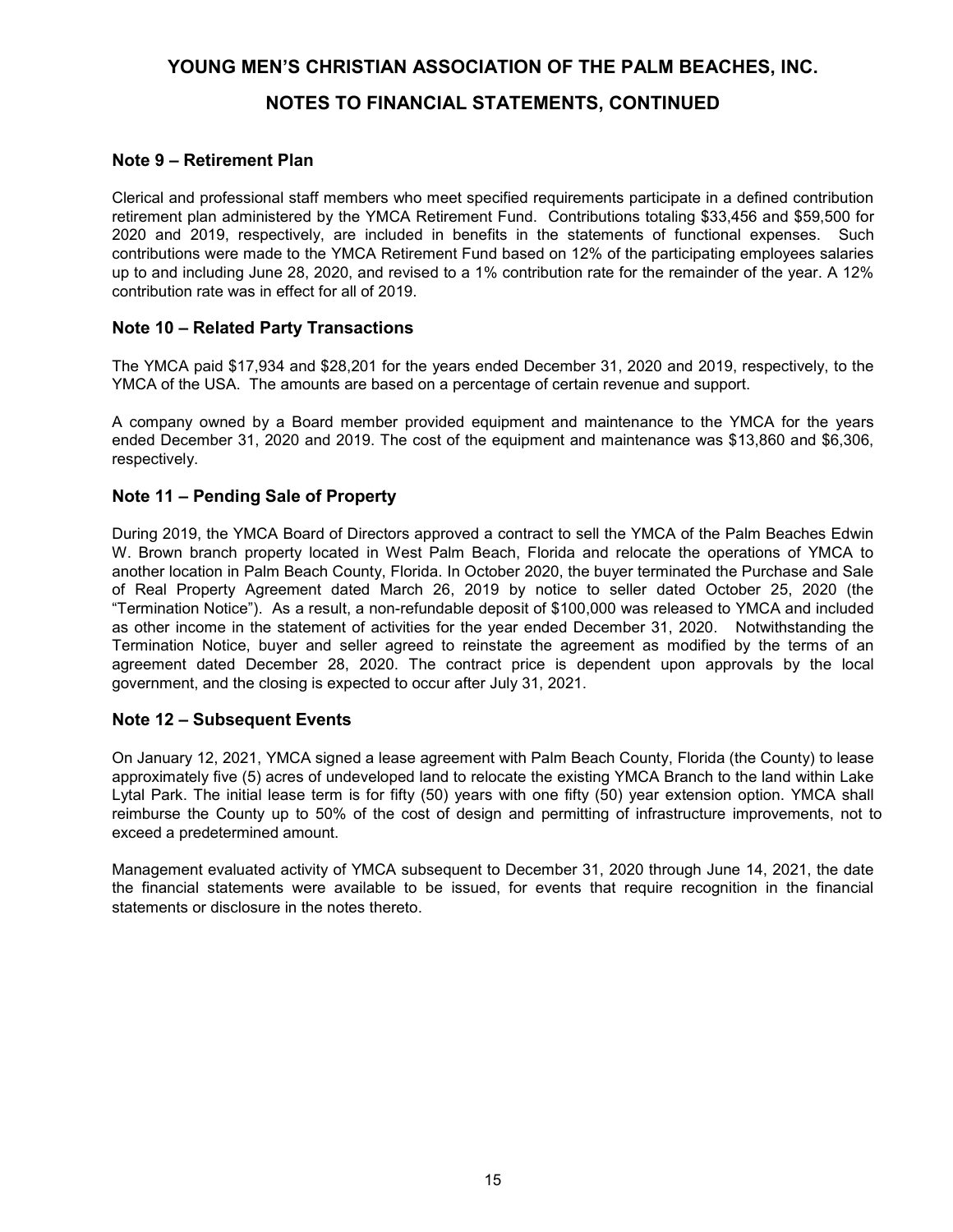# YOUNG MEN'S CHRISTIAN ASSOCIATION OF THE PALM BEACHES, INC.

## NOTES TO FINANCIAL STATEMENTS, CONTINUED

### Note 9 – Retirement Plan

Clerical and professional staff members who meet specified requirements participate in a defined contribution retirement plan administered by the YMCA Retirement Fund. Contributions totaling $33,456 and $59,500 for 2020 and 2019, respectively, are included in benefits in the statements of functional expenses. Such contributions were made to the YMCA Retirement Fund based on 12% of the participating employees salaries up to and including June 28, 2020, and revised to a 1% contribution rate for the remainder of the year. A 12% contribution rate was in effect for all of 2019.

### Note 10 – Related Party Transactions

The YMCA paid $17,934 and $28,201 for the years ended December 31, 2020 and 2019, respectively, to the YMCA of the USA. The amounts are based on a percentage of certain revenue and support.

A company owned by a Board member provided equipment and maintenance to the YMCA for the years ended December 31, 2020 and 2019. The cost of the equipment and maintenance was $13,860 and $6,306, respectively.

### Note 11 – Pending Sale of Property

During 2019, the YMCA Board of Directors approved a contract to sell the YMCA of the Palm Beaches Edwin W. Brown branch property located in West Palm Beach, Florida and relocate the operations of YMCA to another location in Palm Beach County, Florida. In October 2020, the buyer terminated the Purchase and Sale of Real Property Agreement dated March 26, 2019 by notice to seller dated October 25, 2020 (the "Termination Notice"). As a result, a non-refundable deposit of $100,000 was released to YMCA and included as other income in the statement of activities for the year ended December 31, 2020. Notwithstanding the Termination Notice, buyer and seller agreed to reinstate the agreement as modified by the terms of an agreement dated December 28, 2020. The contract price is dependent upon approvals by the local government, and the closing is expected to occur after July 31, 2021.

### Note 12 – Subsequent Events

On January 12, 2021, YMCA signed a lease agreement with Palm Beach County, Florida (the County) to lease approximately five (5) acres of undeveloped land to relocate the existing YMCA Branch to the land within Lake Lytal Park. The initial lease term is for fifty (50) years with one fifty (50) year extension option. YMCA shall reimburse the County up to 50% of the cost of design and permitting of infrastructure improvements, not to exceed a predetermined amount.

Management evaluated activity of YMCA subsequent to December 31, 2020 through June 14, 2021, the date the financial statements were available to be issued, for events that require recognition in the financial statements or disclosure in the notes thereto.